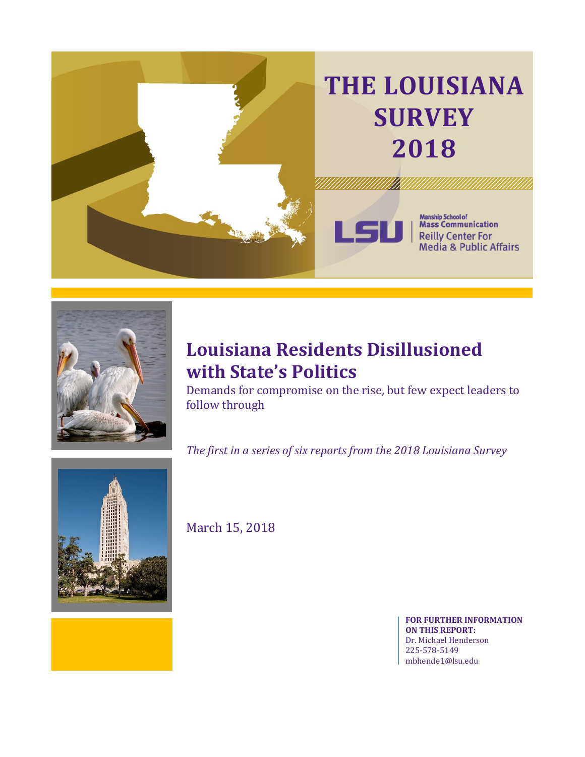# THE LOUISIANA SURVEY 2018

Manship School of Mass Communication
Reilly Center For Media & Public Affairs

## Louisiana Residents Disillusioned with State's Politics

Demands for compromise on the rise, but few expect leaders to follow through

*The first in a series of six reports from the 2018 Louisiana Survey*

March 15, 2018

**FOR FURTHER INFORMATION ON THIS REPORT:**
Dr. Michael Henderson
225-578-5149
mbhende1@lsu.edu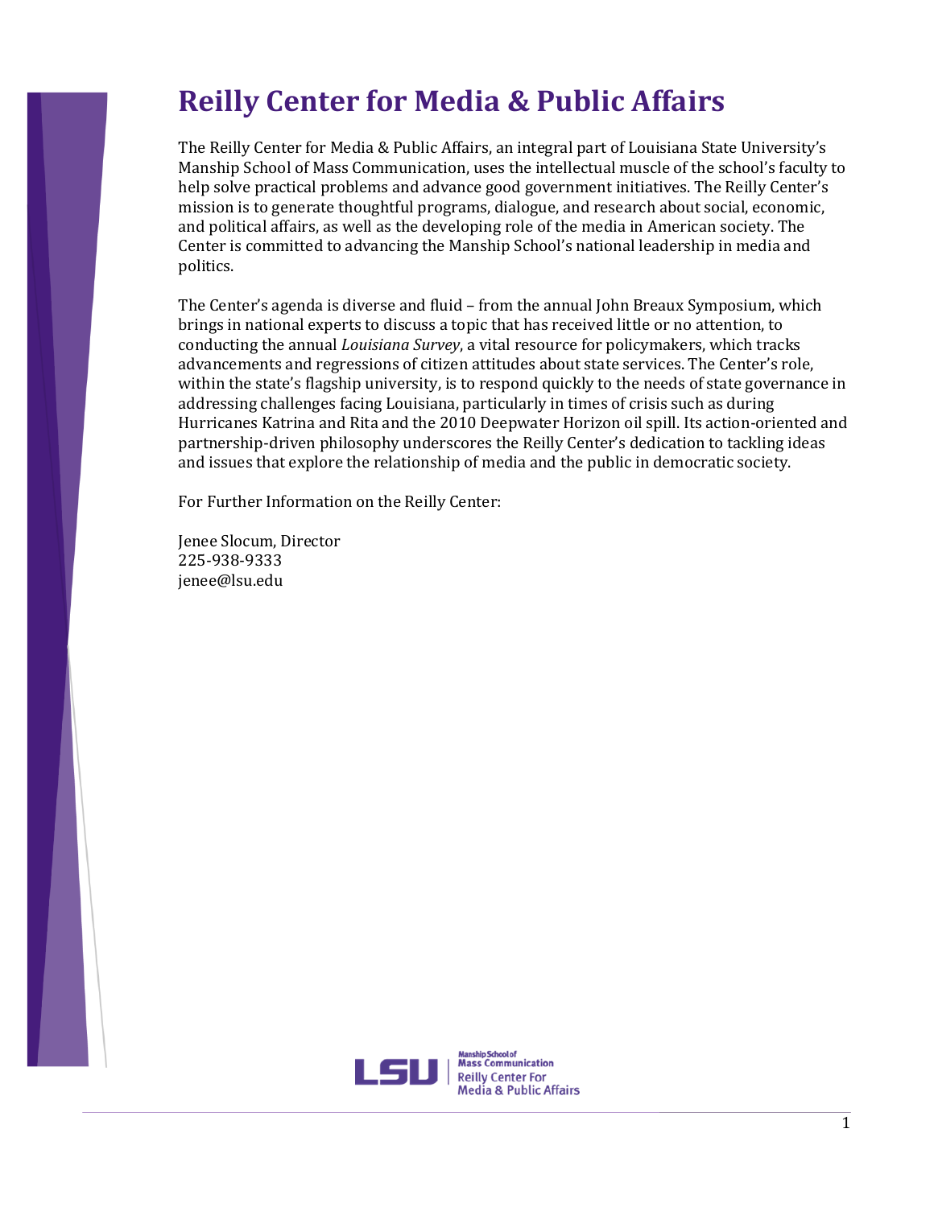# Reilly Center for Media & Public Affairs

The Reilly Center for Media & Public Affairs, an integral part of Louisiana State University's Manship School of Mass Communication, uses the intellectual muscle of the school's faculty to help solve practical problems and advance good government initiatives. The Reilly Center's mission is to generate thoughtful programs, dialogue, and research about social, economic, and political affairs, as well as the developing role of the media in American society. The Center is committed to advancing the Manship School's national leadership in media and politics.

The Center's agenda is diverse and fluid – from the annual John Breaux Symposium, which brings in national experts to discuss a topic that has received little or no attention, to conducting the annual *Louisiana Survey*, a vital resource for policymakers, which tracks advancements and regressions of citizen attitudes about state services. The Center's role, within the state's flagship university, is to respond quickly to the needs of state governance in addressing challenges facing Louisiana, particularly in times of crisis such as during Hurricanes Katrina and Rita and the 2010 Deepwater Horizon oil spill. Its action-oriented and partnership-driven philosophy underscores the Reilly Center's dedication to tackling ideas and issues that explore the relationship of media and the public in democratic society.

For Further Information on the Reilly Center:

Jenee Slocum, Director
225-938-9333
jenee@lsu.edu

LSU | Manship School of Mass Communication
Reilly Center For Media & Public Affairs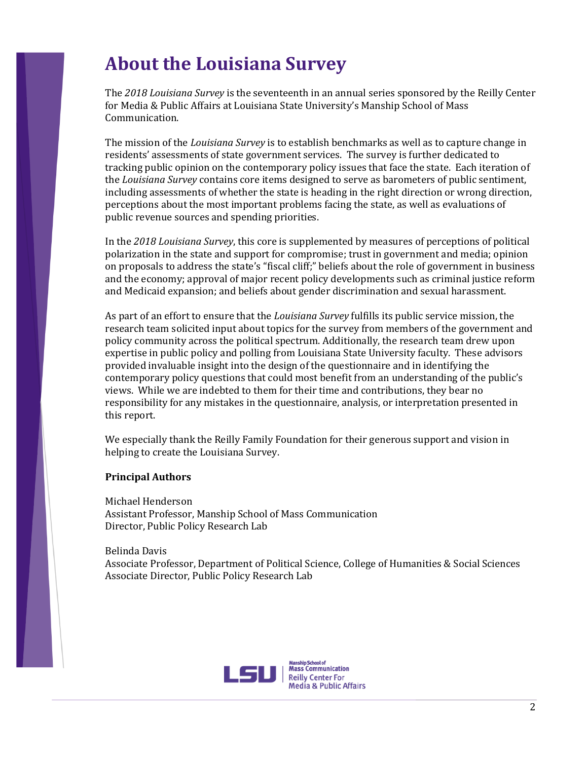# About the Louisiana Survey

The *2018 Louisiana Survey* is the seventeenth in an annual series sponsored by the Reilly Center for Media & Public Affairs at Louisiana State University's Manship School of Mass Communication.

The mission of the *Louisiana Survey* is to establish benchmarks as well as to capture change in residents' assessments of state government services. The survey is further dedicated to tracking public opinion on the contemporary policy issues that face the state. Each iteration of the *Louisiana Survey* contains core items designed to serve as barometers of public sentiment, including assessments of whether the state is heading in the right direction or wrong direction, perceptions about the most important problems facing the state, as well as evaluations of public revenue sources and spending priorities.

In the *2018 Louisiana Survey*, this core is supplemented by measures of perceptions of political polarization in the state and support for compromise; trust in government and media; opinion on proposals to address the state's "fiscal cliff;" beliefs about the role of government in business and the economy; approval of major recent policy developments such as criminal justice reform and Medicaid expansion; and beliefs about gender discrimination and sexual harassment.

As part of an effort to ensure that the *Louisiana Survey* fulfills its public service mission, the research team solicited input about topics for the survey from members of the government and policy community across the political spectrum. Additionally, the research team drew upon expertise in public policy and polling from Louisiana State University faculty. These advisors provided invaluable insight into the design of the questionnaire and in identifying the contemporary policy questions that could most benefit from an understanding of the public's views. While we are indebted to them for their time and contributions, they bear no responsibility for any mistakes in the questionnaire, analysis, or interpretation presented in this report.

We especially thank the Reilly Family Foundation for their generous support and vision in helping to create the Louisiana Survey.

**Principal Authors**

Michael Henderson
Assistant Professor, Manship School of Mass Communication
Director, Public Policy Research Lab

Belinda Davis
Associate Professor, Department of Political Science, College of Humanities & Social Sciences
Associate Director, Public Policy Research Lab

LSU | Manship School of Mass Communication
Reilly Center For Media & Public Affairs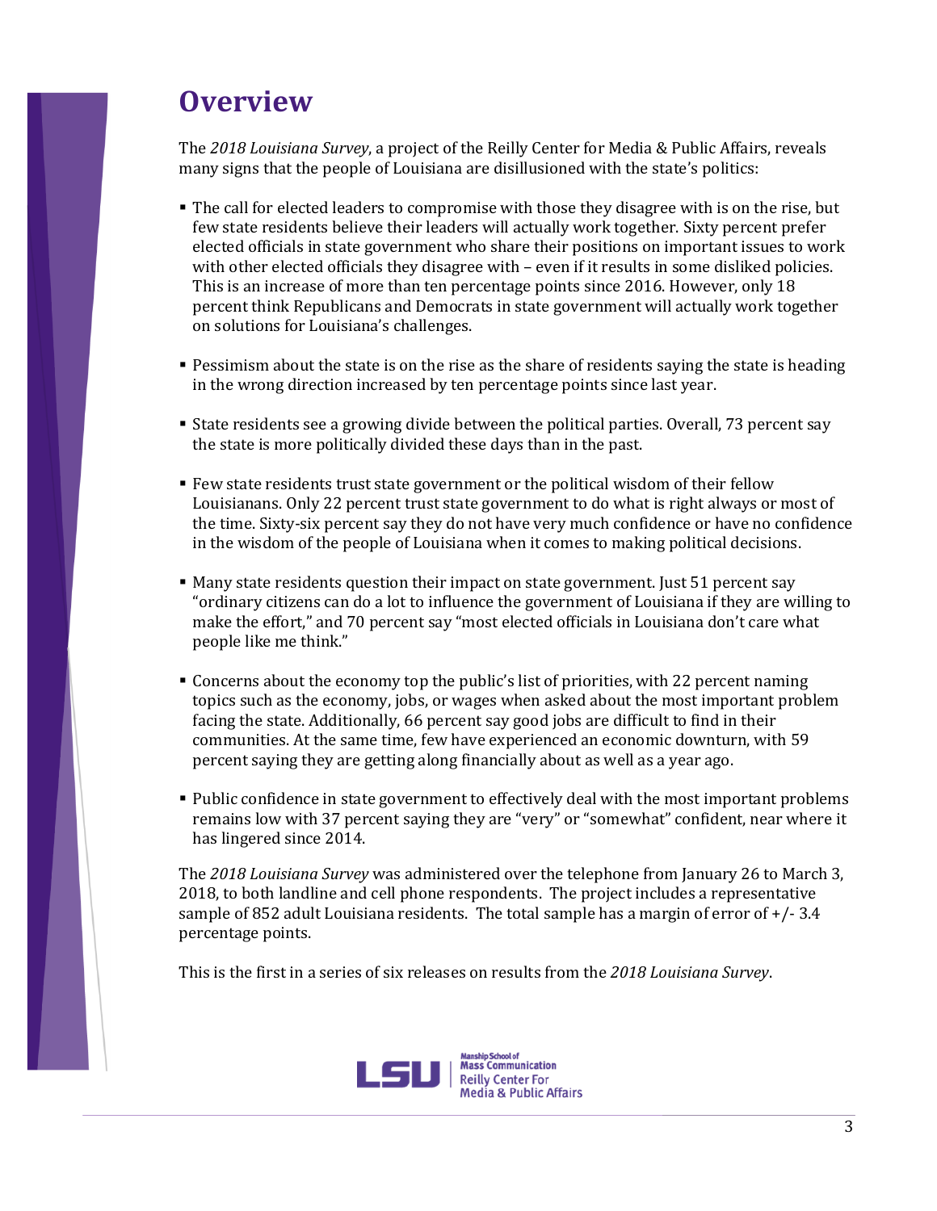# Overview

The *2018 Louisiana Survey*, a project of the Reilly Center for Media & Public Affairs, reveals many signs that the people of Louisiana are disillusioned with the state's politics:

- The call for elected leaders to compromise with those they disagree with is on the rise, but few state residents believe their leaders will actually work together. Sixty percent prefer elected officials in state government who share their positions on important issues to work with other elected officials they disagree with – even if it results in some disliked policies. This is an increase of more than ten percentage points since 2016. However, only 18 percent think Republicans and Democrats in state government will actually work together on solutions for Louisiana's challenges.

- Pessimism about the state is on the rise as the share of residents saying the state is heading in the wrong direction increased by ten percentage points since last year.

- State residents see a growing divide between the political parties. Overall, 73 percent say the state is more politically divided these days than in the past.

- Few state residents trust state government or the political wisdom of their fellow Louisianans. Only 22 percent trust state government to do what is right always or most of the time. Sixty-six percent say they do not have very much confidence or have no confidence in the wisdom of the people of Louisiana when it comes to making political decisions.

- Many state residents question their impact on state government. Just 51 percent say "ordinary citizens can do a lot to influence the government of Louisiana if they are willing to make the effort," and 70 percent say "most elected officials in Louisiana don't care what people like me think."

- Concerns about the economy top the public's list of priorities, with 22 percent naming topics such as the economy, jobs, or wages when asked about the most important problem facing the state. Additionally, 66 percent say good jobs are difficult to find in their communities. At the same time, few have experienced an economic downturn, with 59 percent saying they are getting along financially about as well as a year ago.

- Public confidence in state government to effectively deal with the most important problems remains low with 37 percent saying they are "very" or "somewhat" confident, near where it has lingered since 2014.

The *2018 Louisiana Survey* was administered over the telephone from January 26 to March 3, 2018, to both landline and cell phone respondents. The project includes a representative sample of 852 adult Louisiana residents. The total sample has a margin of error of +/- 3.4 percentage points.

This is the first in a series of six releases on results from the *2018 Louisiana Survey*.

LSU | Manship School of Mass Communication Reilly Center For Media & Public Affairs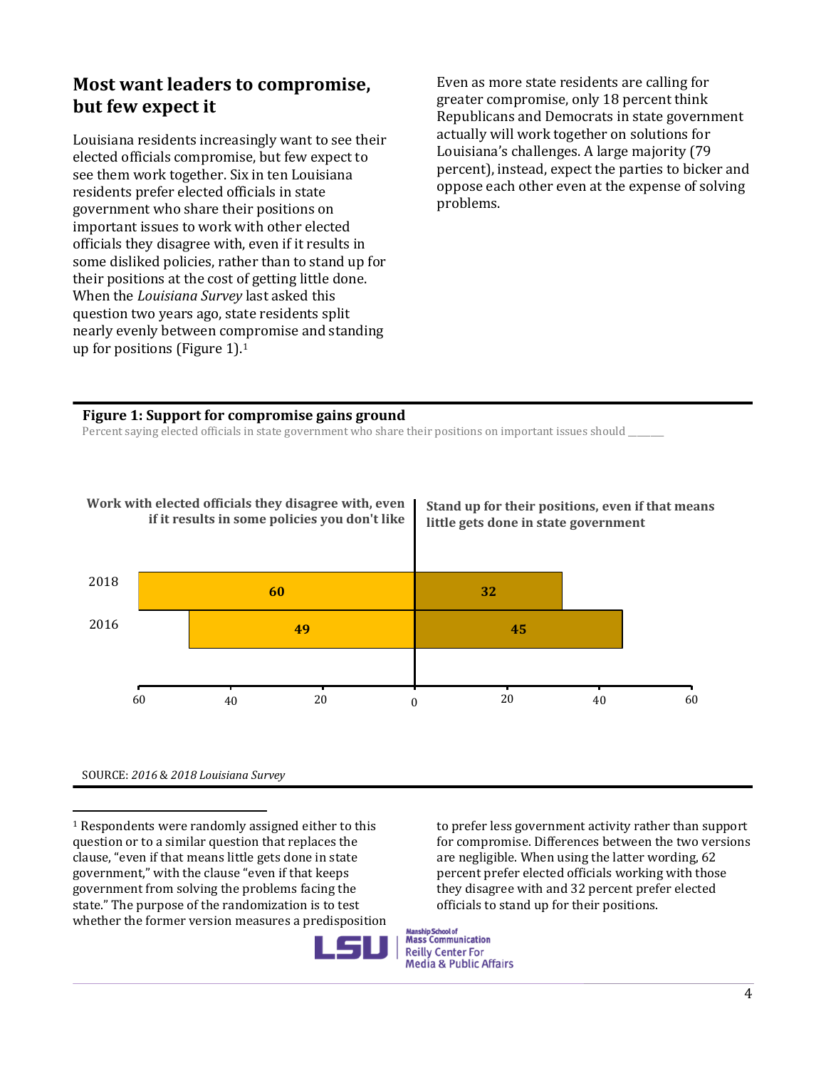## Most want leaders to compromise, but few expect it

Louisiana residents increasingly want to see their elected officials compromise, but few expect to see them work together. Six in ten Louisiana residents prefer elected officials in state government who share their positions on important issues to work with other elected officials they disagree with, even if it results in some disliked policies, rather than to stand up for their positions at the cost of getting little done. When the *Louisiana Survey* last asked this question two years ago, state residents split nearly evenly between compromise and standing up for positions (Figure 1).[1]

Even as more state residents are calling for greater compromise, only 18 percent think Republicans and Democrats in state government actually will work together on solutions for Louisiana's challenges. A large majority (79 percent), instead, expect the parties to bicker and oppose each other even at the expense of solving problems.

**Figure 1: Support for compromise gains ground**

Percent saying elected officials in state government who share their positions on important issues should _______

| Year | Work with elected officials they disagree with, even if it results in some policies you don't like | Stand up for their positions, even if that means little gets done in state government |
|---|---|---|
| 2018 | 60 | 32 |
| 2016 | 49 | 45 |

SOURCE: *2016* & *2018 Louisiana Survey*

---

[1] Respondents were randomly assigned either to this question or to a similar question that replaces the clause, "even if that means little gets done in state government," with the clause "even if that keeps government from solving the problems facing the state." The purpose of the randomization is to test whether the former version measures a predisposition to prefer less government activity rather than support for compromise. Differences between the two versions are negligible. When using the latter wording, 62 percent prefer elected officials working with those they disagree with and 32 percent prefer elected officials to stand up for their positions.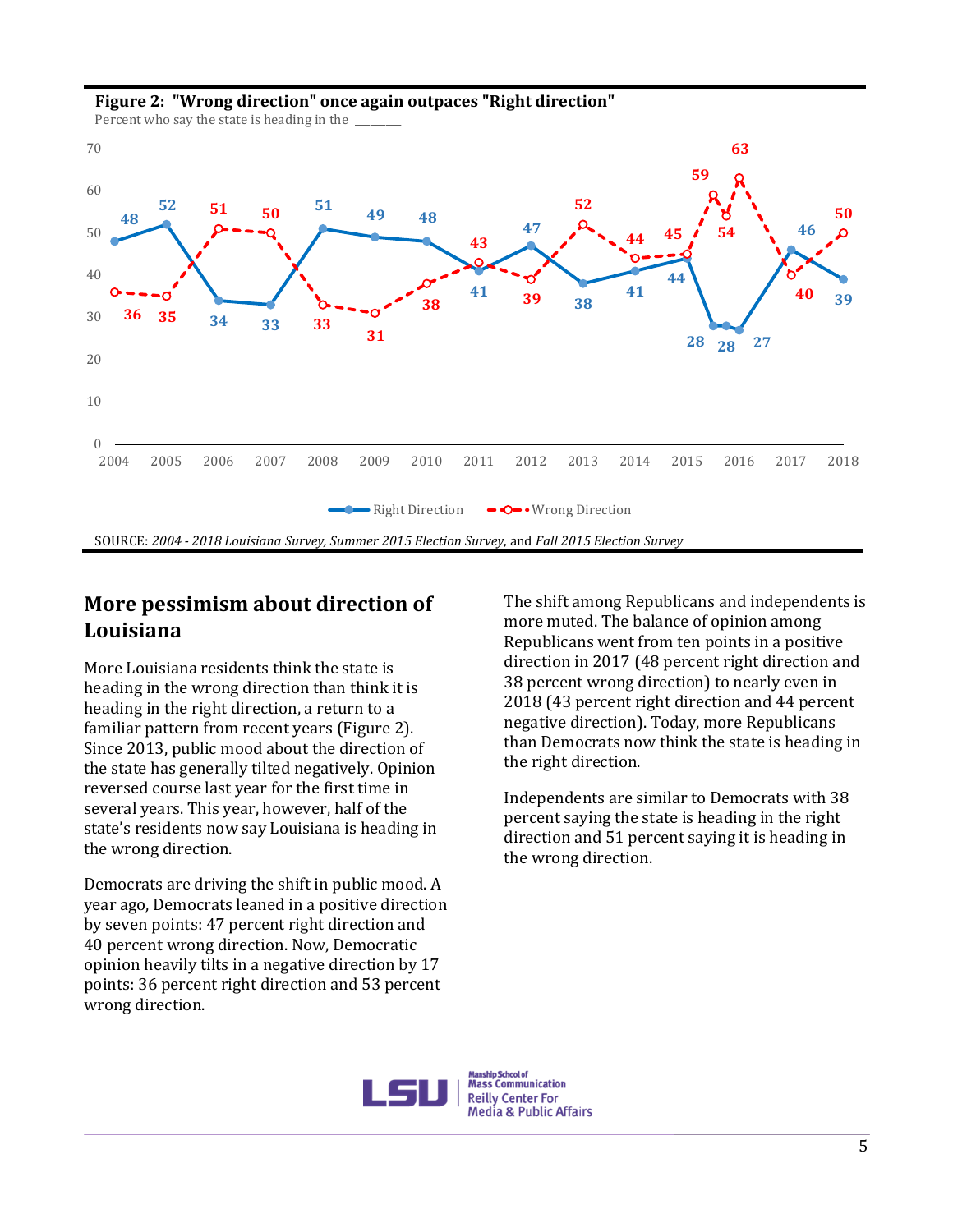**Figure 2: "Wrong direction" once again outpaces "Right direction"**

Percent who say the state is heading in the ______

| Year | Right Direction | Wrong Direction |
|---|---|---|
| 2004 | 48 | 36 |
| 2005 | 52 | 35 |
| 2006 | 34 | 51 |
| 2007 | 33 | 50 |
| 2008 | 51 | 33 |
| 2009 | 49 | 31 |
| 2010 | 48 | 38 |
| 2011 | 41 | 43 |
| 2012 | 47 | 39 |
| 2013 | 38 | 52 |
| 2014 | 41 | 44 |
| 2015 | 44 | 45 |
| 2015 | 28 | 59 |
| 2015 | 28 | 54 |
| 2016 | 27 | 63 |
| 2017 | 46 | 40 |
| 2018 | 39 | 50 |

SOURCE: *2004 - 2018 Louisiana Survey*, *Summer 2015 Election Survey*, and *Fall 2015 Election Survey*

## More pessimism about direction of Louisiana

More Louisiana residents think the state is heading in the wrong direction than think it is heading in the right direction, a return to a familiar pattern from recent years (Figure 2). Since 2013, public mood about the direction of the state has generally tilted negatively. Opinion reversed course last year for the first time in several years. This year, however, half of the state's residents now say Louisiana is heading in the wrong direction.

Democrats are driving the shift in public mood. A year ago, Democrats leaned in a positive direction by seven points: 47 percent right direction and 40 percent wrong direction. Now, Democratic opinion heavily tilts in a negative direction by 17 points: 36 percent right direction and 53 percent wrong direction.

The shift among Republicans and independents is more muted. The balance of opinion among Republicans went from ten points in a positive direction in 2017 (48 percent right direction and 38 percent wrong direction) to nearly even in 2018 (43 percent right direction and 44 percent negative direction). Today, more Republicans than Democrats now think the state is heading in the right direction.

Independents are similar to Democrats with 38 percent saying the state is heading in the right direction and 51 percent saying it is heading in the wrong direction.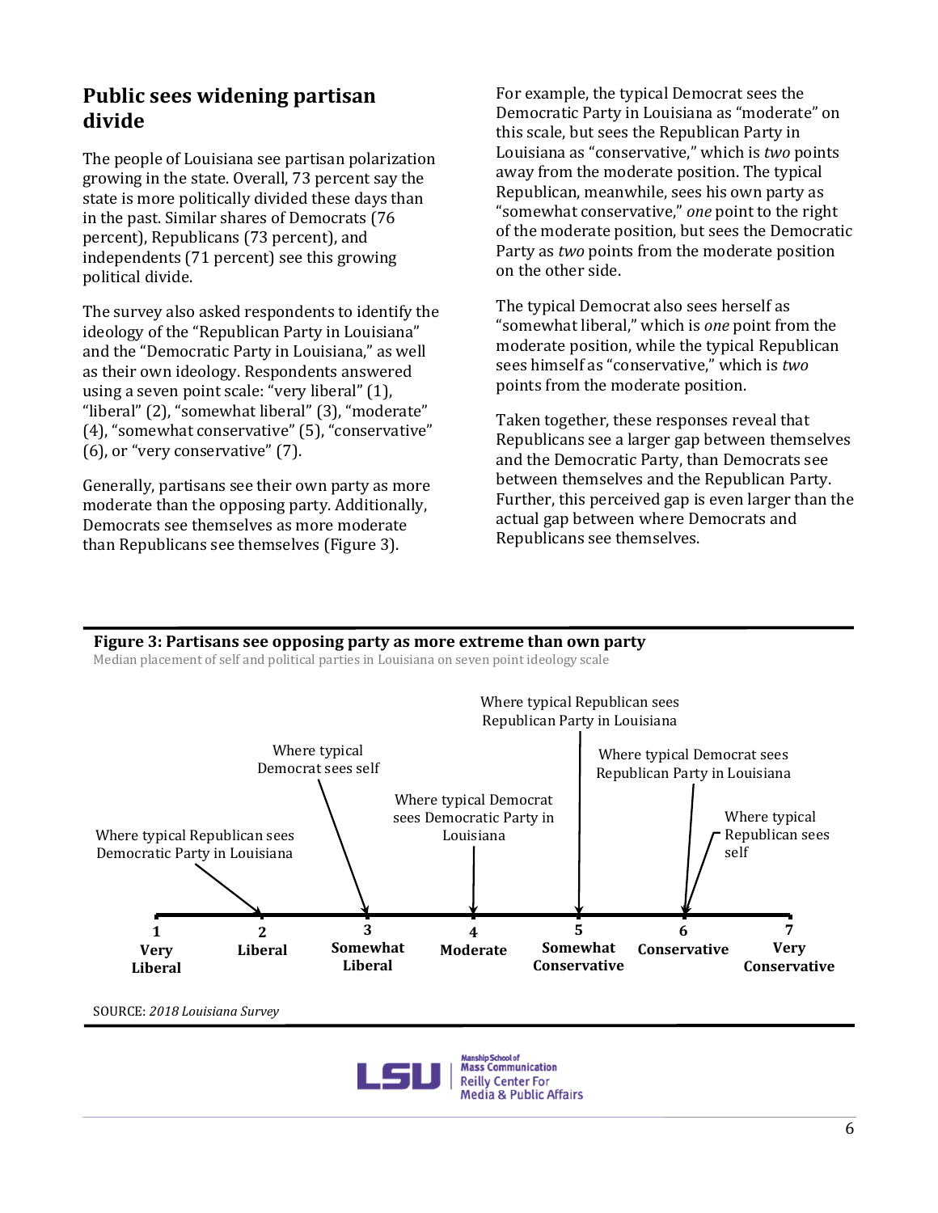## Public sees widening partisan divide

The people of Louisiana see partisan polarization growing in the state. Overall, 73 percent say the state is more politically divided these days than in the past. Similar shares of Democrats (76 percent), Republicans (73 percent), and independents (71 percent) see this growing political divide.

The survey also asked respondents to identify the ideology of the "Republican Party in Louisiana" and the "Democratic Party in Louisiana," as well as their own ideology. Respondents answered using a seven point scale: "very liberal" (1), "liberal" (2), "somewhat liberal" (3), "moderate" (4), "somewhat conservative" (5), "conservative" (6), or "very conservative" (7).

Generally, partisans see their own party as more moderate than the opposing party. Additionally, Democrats see themselves as more moderate than Republicans see themselves (Figure 3).

For example, the typical Democrat sees the Democratic Party in Louisiana as "moderate" on this scale, but sees the Republican Party in Louisiana as "conservative," which is *two* points away from the moderate position. The typical Republican, meanwhile, sees his own party as "somewhat conservative," *one* point to the right of the moderate position, but sees the Democratic Party as *two* points from the moderate position on the other side.

The typical Democrat also sees herself as "somewhat liberal," which is *one* point from the moderate position, while the typical Republican sees himself as "conservative," which is *two* points from the moderate position.

Taken together, these responses reveal that Republicans see a larger gap between themselves and the Democratic Party, than Democrats see between themselves and the Republican Party. Further, this perceived gap is even larger than the actual gap between where Democrats and Republicans see themselves.

**Figure 3: Partisans see opposing party as more extreme than own party**

Median placement of self and political parties in Louisiana on seven point ideology scale

| Scale point | Placement |
| --- | --- |
| 1 Very Liberal | |
| 2 Liberal | Where typical Republican sees Democratic Party in Louisiana |
| 3 Somewhat Liberal | Where typical Democrat sees self |
| 4 Moderate | Where typical Democrat sees Democratic Party in Louisiana |
| 5 Somewhat Conservative | Where typical Republican sees Republican Party in Louisiana |
| 6 Conservative | Where typical Democrat sees Republican Party in Louisiana; Where typical Republican sees self |
| 7 Very Conservative | |

SOURCE: *2018 Louisiana Survey*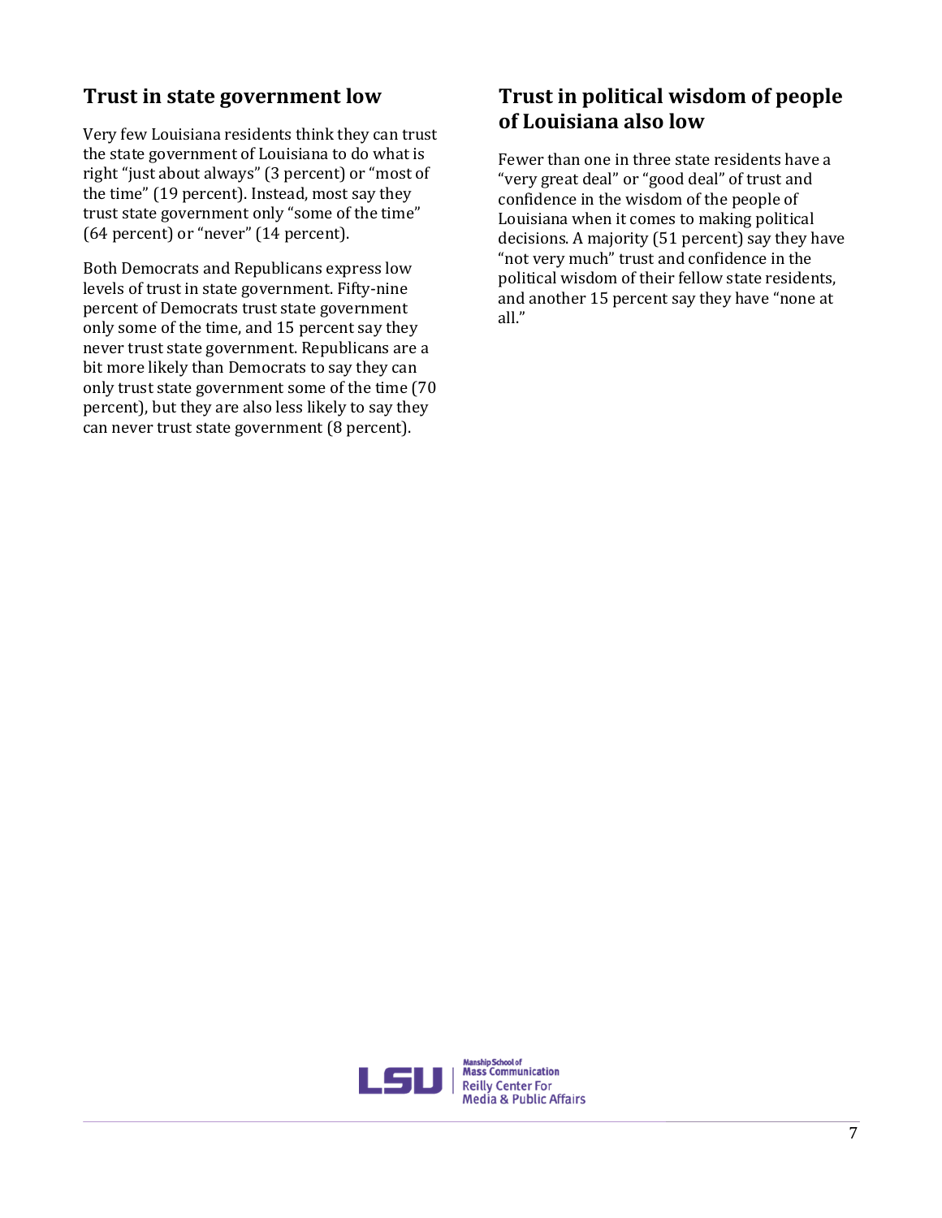## Trust in state government low

Very few Louisiana residents think they can trust the state government of Louisiana to do what is right "just about always" (3 percent) or "most of the time" (19 percent). Instead, most say they trust state government only "some of the time" (64 percent) or "never" (14 percent).

Both Democrats and Republicans express low levels of trust in state government. Fifty-nine percent of Democrats trust state government only some of the time, and 15 percent say they never trust state government. Republicans are a bit more likely than Democrats to say they can only trust state government some of the time (70 percent), but they are also less likely to say they can never trust state government (8 percent).

## Trust in political wisdom of people of Louisiana also low

Fewer than one in three state residents have a "very great deal" or "good deal" of trust and confidence in the wisdom of the people of Louisiana when it comes to making political decisions. A majority (51 percent) say they have "not very much" trust and confidence in the political wisdom of their fellow state residents, and another 15 percent say they have "none at all."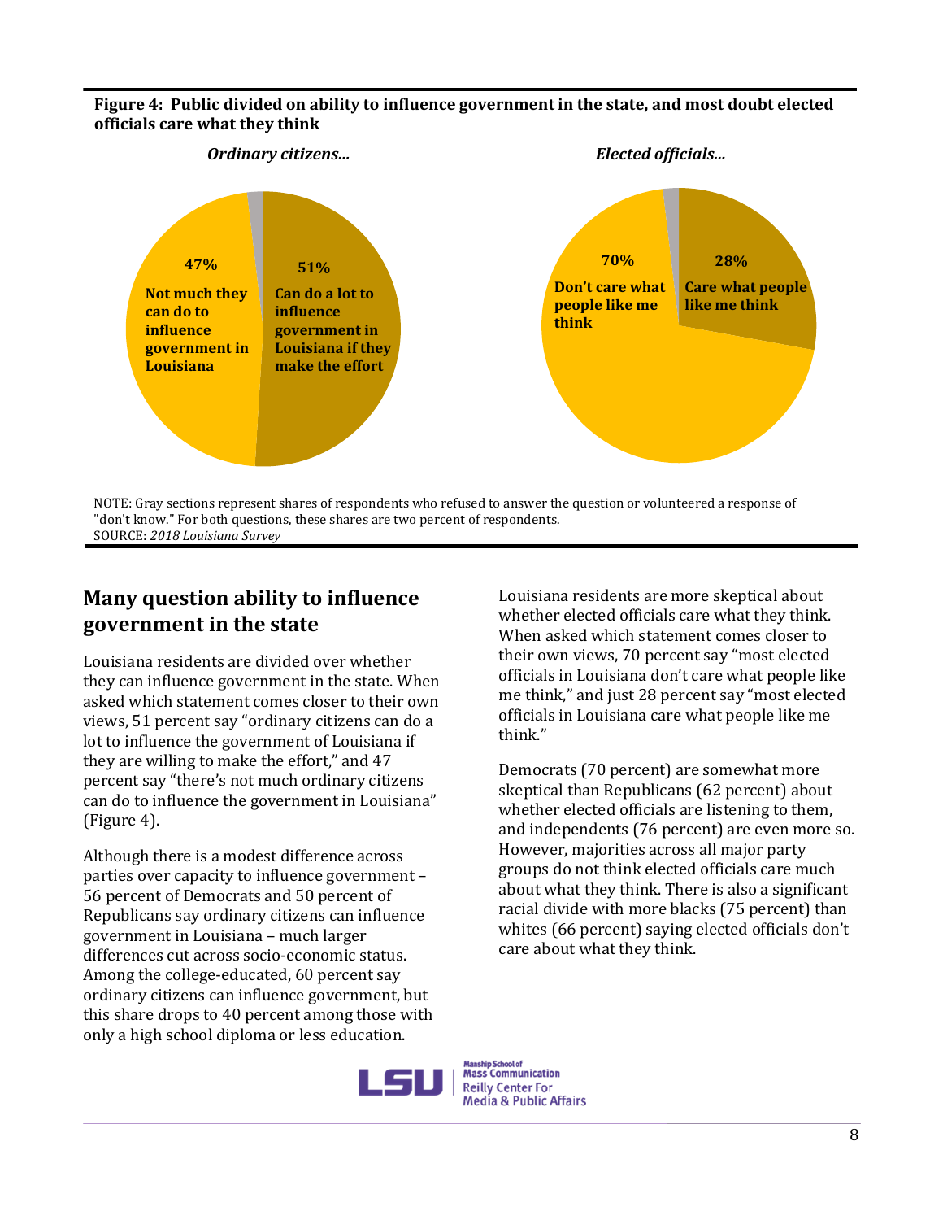**Figure 4: Public divided on ability to influence government in the state, and most doubt elected officials care what they think**

*Ordinary citizens...*

47% Not much they can do to influence government in Louisiana

51% Can do a lot to influence government in Louisiana if they make the effort

*Elected officials...*

70% Don't care what people like me think

28% Care what people like me think

NOTE: Gray sections represent shares of respondents who refused to answer the question or volunteered a response of "don't know." For both questions, these shares are two percent of respondents.
SOURCE: *2018 Louisiana Survey*

## Many question ability to influence government in the state

Louisiana residents are divided over whether they can influence government in the state. When asked which statement comes closer to their own views, 51 percent say "ordinary citizens can do a lot to influence the government of Louisiana if they are willing to make the effort," and 47 percent say "there's not much ordinary citizens can do to influence the government in Louisiana" (Figure 4).

Although there is a modest difference across parties over capacity to influence government – 56 percent of Democrats and 50 percent of Republicans say ordinary citizens can influence government in Louisiana – much larger differences cut across socio-economic status. Among the college-educated, 60 percent say ordinary citizens can influence government, but this share drops to 40 percent among those with only a high school diploma or less education.

Louisiana residents are more skeptical about whether elected officials care what they think. When asked which statement comes closer to their own views, 70 percent say "most elected officials in Louisiana don't care what people like me think," and just 28 percent say "most elected officials in Louisiana care what people like me think."

Democrats (70 percent) are somewhat more skeptical than Republicans (62 percent) about whether elected officials are listening to them, and independents (76 percent) are even more so. However, majorities across all major party groups do not think elected officials care much about what they think. There is also a significant racial divide with more blacks (75 percent) than whites (66 percent) saying elected officials don't care about what they think.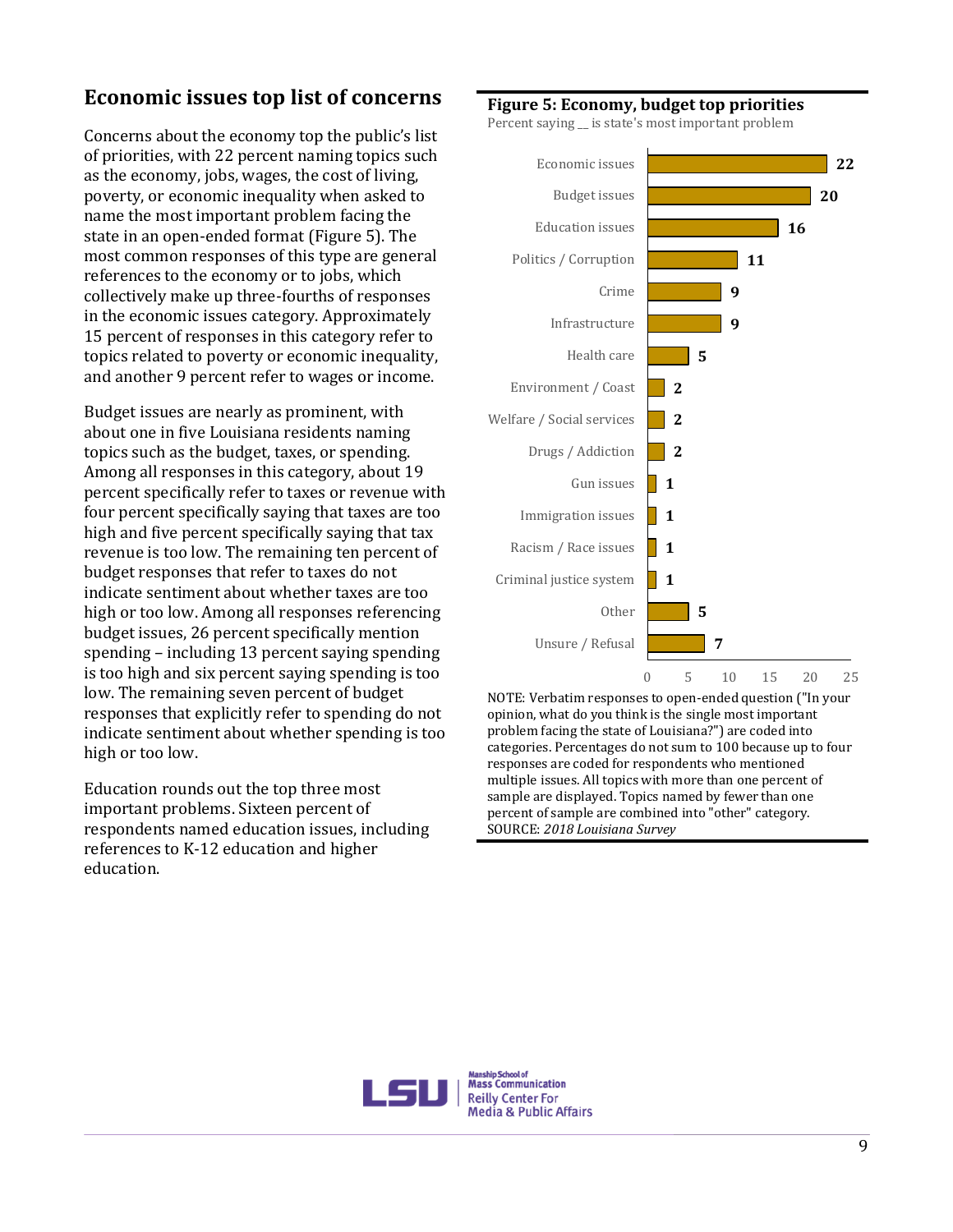## Economic issues top list of concerns

Concerns about the economy top the public's list of priorities, with 22 percent naming topics such as the economy, jobs, wages, the cost of living, poverty, or economic inequality when asked to name the most important problem facing the state in an open-ended format (Figure 5). The most common responses of this type are general references to the economy or to jobs, which collectively make up three-fourths of responses in the economic issues category. Approximately 15 percent of responses in this category refer to topics related to poverty or economic inequality, and another 9 percent refer to wages or income.

Budget issues are nearly as prominent, with about one in five Louisiana residents naming topics such as the budget, taxes, or spending. Among all responses in this category, about 19 percent specifically refer to taxes or revenue with four percent specifically saying that taxes are too high and five percent specifically saying that tax revenue is too low. The remaining ten percent of budget responses that refer to taxes do not indicate sentiment about whether taxes are too high or too low. Among all responses referencing budget issues, 26 percent specifically mention spending – including 13 percent saying spending is too high and six percent saying spending is too low. The remaining seven percent of budget responses that explicitly refer to spending do not indicate sentiment about whether spending is too high or too low.

Education rounds out the top three most important problems. Sixteen percent of respondents named education issues, including references to K-12 education and higher education.

**Figure 5: Economy, budget top priorities**

Percent saying __ is state's most important problem

| Issue | Percent |
|---|---|
| Economic issues | 22 |
| Budget issues | 20 |
| Education issues | 16 |
| Politics / Corruption | 11 |
| Crime | 9 |
| Infrastructure | 9 |
| Health care | 5 |
| Environment / Coast | 2 |
| Welfare / Social services | 2 |
| Drugs / Addiction | 2 |
| Gun issues | 1 |
| Immigration issues | 1 |
| Racism / Race issues | 1 |
| Criminal justice system | 1 |
| Other | 5 |
| Unsure / Refusal | 7 |

NOTE: Verbatim responses to open-ended question ("In your opinion, what do you think is the single most important problem facing the state of Louisiana?") are coded into categories. Percentages do not sum to 100 because up to four responses are coded for respondents who mentioned multiple issues. All topics with more than one percent of sample are displayed. Topics named by fewer than one percent of sample are combined into "other" category.
SOURCE: *2018 Louisiana Survey*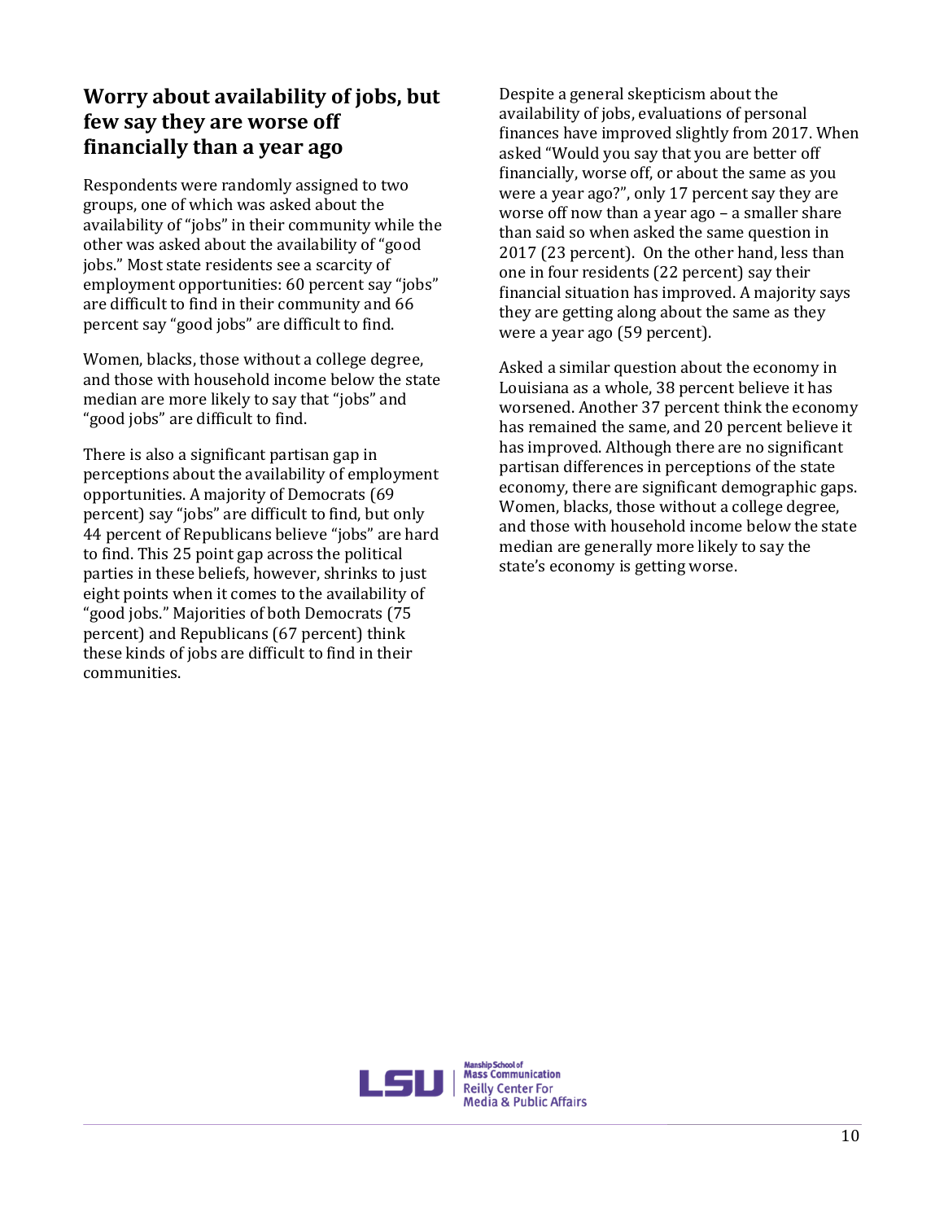## Worry about availability of jobs, but few say they are worse off financially than a year ago

Respondents were randomly assigned to two groups, one of which was asked about the availability of "jobs" in their community while the other was asked about the availability of "good jobs." Most state residents see a scarcity of employment opportunities: 60 percent say "jobs" are difficult to find in their community and 66 percent say "good jobs" are difficult to find.

Women, blacks, those without a college degree, and those with household income below the state median are more likely to say that "jobs" and "good jobs" are difficult to find.

There is also a significant partisan gap in perceptions about the availability of employment opportunities. A majority of Democrats (69 percent) say "jobs" are difficult to find, but only 44 percent of Republicans believe "jobs" are hard to find. This 25 point gap across the political parties in these beliefs, however, shrinks to just eight points when it comes to the availability of "good jobs." Majorities of both Democrats (75 percent) and Republicans (67 percent) think these kinds of jobs are difficult to find in their communities.

Despite a general skepticism about the availability of jobs, evaluations of personal finances have improved slightly from 2017. When asked "Would you say that you are better off financially, worse off, or about the same as you were a year ago?", only 17 percent say they are worse off now than a year ago – a smaller share than said so when asked the same question in 2017 (23 percent). On the other hand, less than one in four residents (22 percent) say their financial situation has improved. A majority says they are getting along about the same as they were a year ago (59 percent).

Asked a similar question about the economy in Louisiana as a whole, 38 percent believe it has worsened. Another 37 percent think the economy has remained the same, and 20 percent believe it has improved. Although there are no significant partisan differences in perceptions of the state economy, there are significant demographic gaps. Women, blacks, those without a college degree, and those with household income below the state median are generally more likely to say the state's economy is getting worse.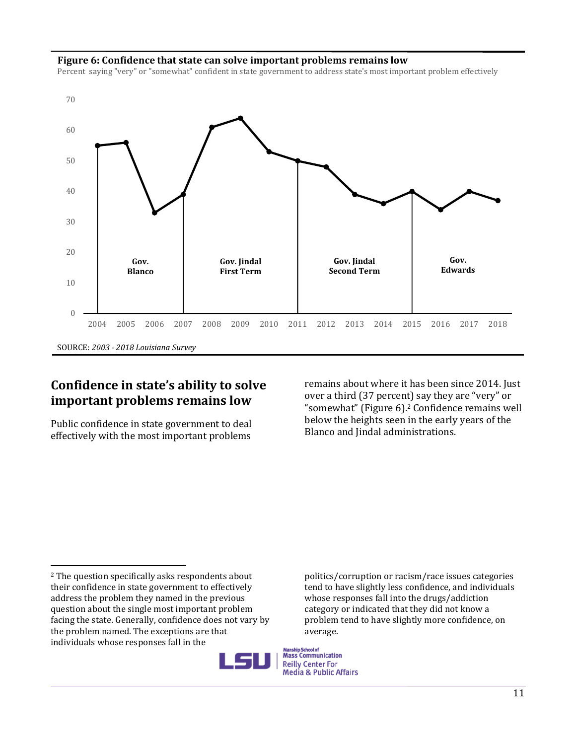**Figure 6: Confidence that state can solve important problems remains low**

Percent saying "very" or "somewhat" confident in state government to address state's most important problem effectively

SOURCE: *2003 - 2018 Louisiana Survey*

## Confidence in state's ability to solve important problems remains low

Public confidence in state government to deal effectively with the most important problems remains about where it has been since 2014. Just over a third (37 percent) say they are "very" or "somewhat" (Figure 6).[2] Confidence remains well below the heights seen in the early years of the Blanco and Jindal administrations.

---

[2] The question specifically asks respondents about their confidence in state government to effectively address the problem they named in the previous question about the single most important problem facing the state. Generally, confidence does not vary by the problem named. The exceptions are that individuals whose responses fall in the politics/corruption or racism/race issues categories tend to have slightly less confidence, and individuals whose responses fall into the drugs/addiction category or indicated that they did not know a problem tend to have slightly more confidence, on average.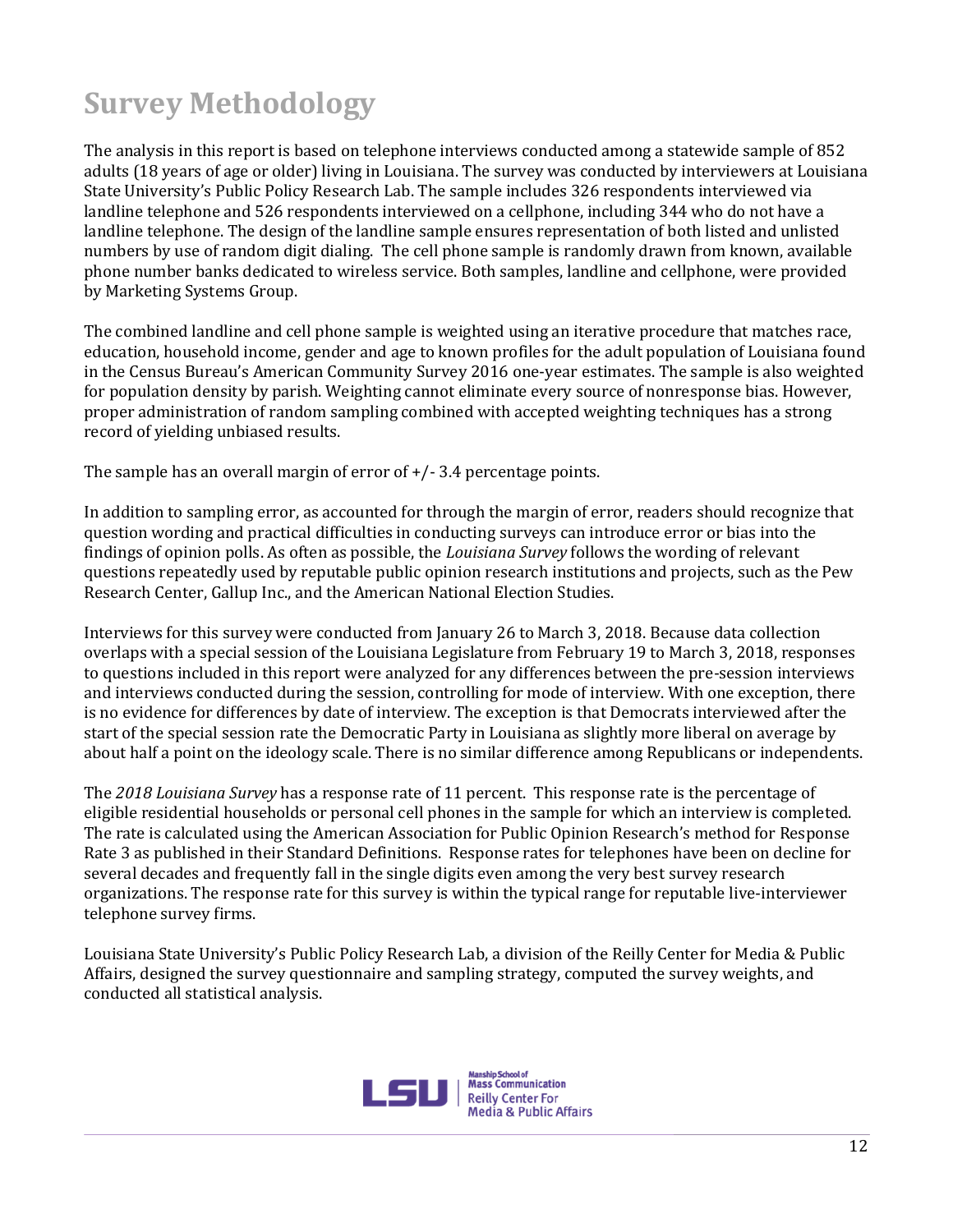# Survey Methodology

The analysis in this report is based on telephone interviews conducted among a statewide sample of 852 adults (18 years of age or older) living in Louisiana. The survey was conducted by interviewers at Louisiana State University's Public Policy Research Lab. The sample includes 326 respondents interviewed via landline telephone and 526 respondents interviewed on a cellphone, including 344 who do not have a landline telephone. The design of the landline sample ensures representation of both listed and unlisted numbers by use of random digit dialing. The cell phone sample is randomly drawn from known, available phone number banks dedicated to wireless service. Both samples, landline and cellphone, were provided by Marketing Systems Group.

The combined landline and cell phone sample is weighted using an iterative procedure that matches race, education, household income, gender and age to known profiles for the adult population of Louisiana found in the Census Bureau's American Community Survey 2016 one-year estimates. The sample is also weighted for population density by parish. Weighting cannot eliminate every source of nonresponse bias. However, proper administration of random sampling combined with accepted weighting techniques has a strong record of yielding unbiased results.

The sample has an overall margin of error of +/- 3.4 percentage points.

In addition to sampling error, as accounted for through the margin of error, readers should recognize that question wording and practical difficulties in conducting surveys can introduce error or bias into the findings of opinion polls. As often as possible, the *Louisiana Survey* follows the wording of relevant questions repeatedly used by reputable public opinion research institutions and projects, such as the Pew Research Center, Gallup Inc., and the American National Election Studies.

Interviews for this survey were conducted from January 26 to March 3, 2018. Because data collection overlaps with a special session of the Louisiana Legislature from February 19 to March 3, 2018, responses to questions included in this report were analyzed for any differences between the pre-session interviews and interviews conducted during the session, controlling for mode of interview. With one exception, there is no evidence for differences by date of interview. The exception is that Democrats interviewed after the start of the special session rate the Democratic Party in Louisiana as slightly more liberal on average by about half a point on the ideology scale. There is no similar difference among Republicans or independents.

The *2018 Louisiana Survey* has a response rate of 11 percent. This response rate is the percentage of eligible residential households or personal cell phones in the sample for which an interview is completed. The rate is calculated using the American Association for Public Opinion Research's method for Response Rate 3 as published in their Standard Definitions. Response rates for telephones have been on decline for several decades and frequently fall in the single digits even among the very best survey research organizations. The response rate for this survey is within the typical range for reputable live-interviewer telephone survey firms.

Louisiana State University's Public Policy Research Lab, a division of the Reilly Center for Media & Public Affairs, designed the survey questionnaire and sampling strategy, computed the survey weights, and conducted all statistical analysis.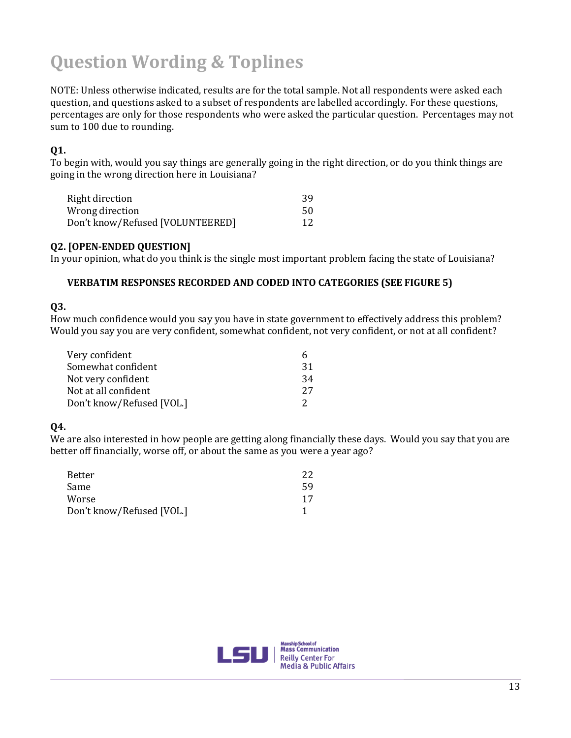# Question Wording & Toplines

NOTE: Unless otherwise indicated, results are for the total sample. Not all respondents were asked each question, and questions asked to a subset of respondents are labelled accordingly. For these questions, percentages are only for those respondents who were asked the particular question. Percentages may not sum to 100 due to rounding.

**Q1.**
To begin with, would you say things are generally going in the right direction, or do you think things are going in the wrong direction here in Louisiana?

| | |
|---|---|
| Right direction | 39 |
| Wrong direction | 50 |
| Don't know/Refused [VOLUNTEERED] | 12 |

**Q2. [OPEN-ENDED QUESTION]**
In your opinion, what do you think is the single most important problem facing the state of Louisiana?

**VERBATIM RESPONSES RECORDED AND CODED INTO CATEGORIES (SEE FIGURE 5)**

**Q3.**
How much confidence would you say you have in state government to effectively address this problem? Would you say you are very confident, somewhat confident, not very confident, or not at all confident?

| | |
|---|---|
| Very confident | 6 |
| Somewhat confident | 31 |
| Not very confident | 34 |
| Not at all confident | 27 |
| Don't know/Refused [VOL.] | 2 |

**Q4.**
We are also interested in how people are getting along financially these days. Would you say that you are better off financially, worse off, or about the same as you were a year ago?

| | |
|---|---|
| Better | 22 |
| Same | 59 |
| Worse | 17 |
| Don't know/Refused [VOL.] | 1 |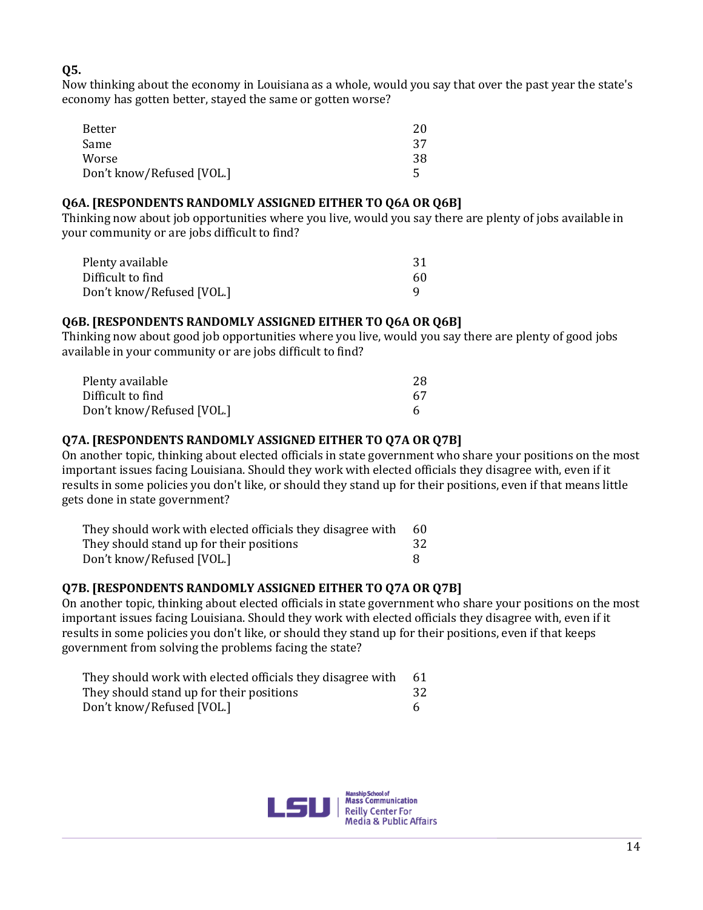**Q5.**
Now thinking about the economy in Louisiana as a whole, would you say that over the past year the state's economy has gotten better, stayed the same or gotten worse?

| | |
|---|---|
| Better | 20 |
| Same | 37 |
| Worse | 38 |
| Don't know/Refused [VOL.] | 5 |

**Q6A. [RESPONDENTS RANDOMLY ASSIGNED EITHER TO Q6A OR Q6B]**
Thinking now about job opportunities where you live, would you say there are plenty of jobs available in your community or are jobs difficult to find?

| | |
|---|---|
| Plenty available | 31 |
| Difficult to find | 60 |
| Don't know/Refused [VOL.] | 9 |

**Q6B. [RESPONDENTS RANDOMLY ASSIGNED EITHER TO Q6A OR Q6B]**
Thinking now about good job opportunities where you live, would you say there are plenty of good jobs available in your community or are jobs difficult to find?

| | |
|---|---|
| Plenty available | 28 |
| Difficult to find | 67 |
| Don't know/Refused [VOL.] | 6 |

**Q7A. [RESPONDENTS RANDOMLY ASSIGNED EITHER TO Q7A OR Q7B]**
On another topic, thinking about elected officials in state government who share your positions on the most important issues facing Louisiana. Should they work with elected officials they disagree with, even if it results in some policies you don't like, or should they stand up for their positions, even if that means little gets done in state government?

| | |
|---|---|
| They should work with elected officials they disagree with | 60 |
| They should stand up for their positions | 32 |
| Don't know/Refused [VOL.] | 8 |

**Q7B. [RESPONDENTS RANDOMLY ASSIGNED EITHER TO Q7A OR Q7B]**
On another topic, thinking about elected officials in state government who share your positions on the most important issues facing Louisiana. Should they work with elected officials they disagree with, even if it results in some policies you don't like, or should they stand up for their positions, even if that keeps government from solving the problems facing the state?

| | |
|---|---|
| They should work with elected officials they disagree with | 61 |
| They should stand up for their positions | 32 |
| Don't know/Refused [VOL.] | 6 |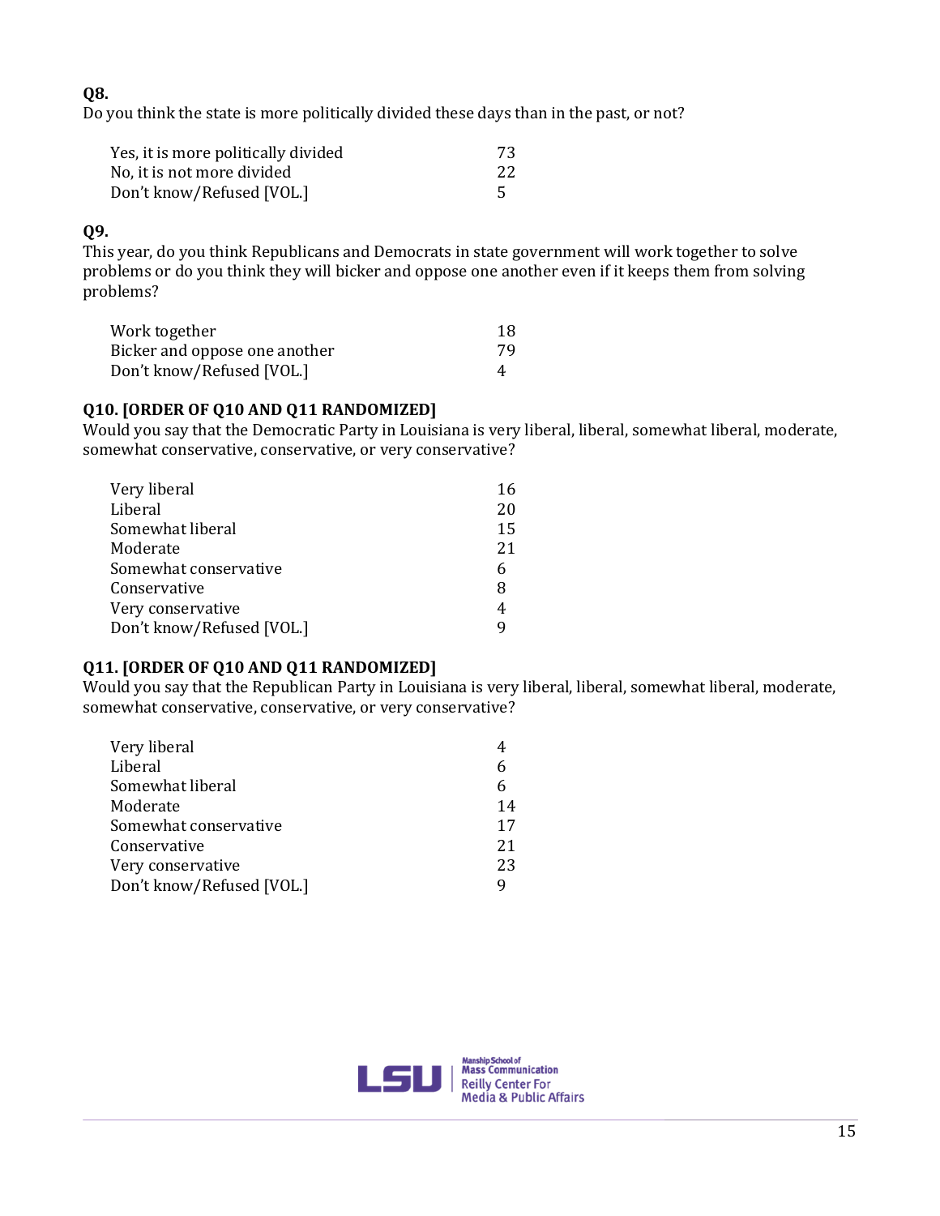**Q8.**
Do you think the state is more politically divided these days than in the past, or not?

| | |
|---|---|
| Yes, it is more politically divided | 73 |
| No, it is not more divided | 22 |
| Don't know/Refused [VOL.] | 5 |

**Q9.**
This year, do you think Republicans and Democrats in state government will work together to solve problems or do you think they will bicker and oppose one another even if it keeps them from solving problems?

| | |
|---|---|
| Work together | 18 |
| Bicker and oppose one another | 79 |
| Don't know/Refused [VOL.] | 4 |

**Q10. [ORDER OF Q10 AND Q11 RANDOMIZED]**
Would you say that the Democratic Party in Louisiana is very liberal, liberal, somewhat liberal, moderate, somewhat conservative, conservative, or very conservative?

| | |
|---|---|
| Very liberal | 16 |
| Liberal | 20 |
| Somewhat liberal | 15 |
| Moderate | 21 |
| Somewhat conservative | 6 |
| Conservative | 8 |
| Very conservative | 4 |
| Don't know/Refused [VOL.] | 9 |

**Q11. [ORDER OF Q10 AND Q11 RANDOMIZED]**
Would you say that the Republican Party in Louisiana is very liberal, liberal, somewhat liberal, moderate, somewhat conservative, conservative, or very conservative?

| | |
|---|---|
| Very liberal | 4 |
| Liberal | 6 |
| Somewhat liberal | 6 |
| Moderate | 14 |
| Somewhat conservative | 17 |
| Conservative | 21 |
| Very conservative | 23 |
| Don't know/Refused [VOL.] | 9 |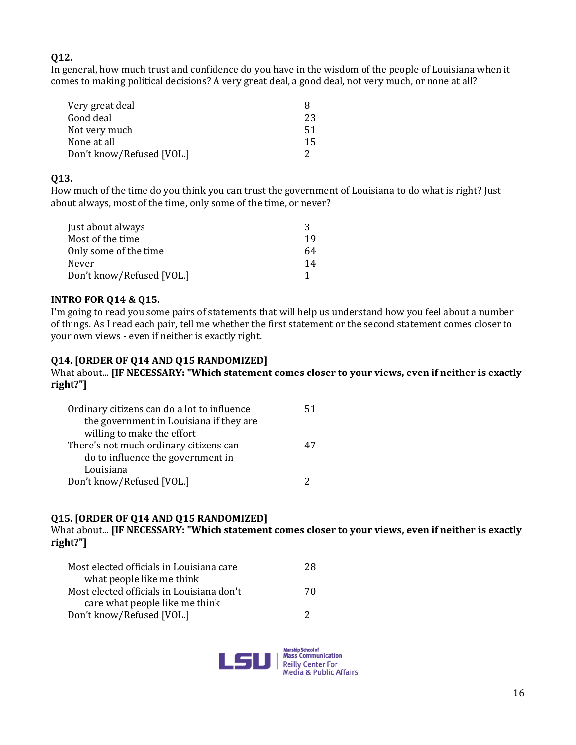**Q12.**
In general, how much trust and confidence do you have in the wisdom of the people of Louisiana when it comes to making political decisions? A very great deal, a good deal, not very much, or none at all?

| | |
|---|---|
| Very great deal | 8 |
| Good deal | 23 |
| Not very much | 51 |
| None at all | 15 |
| Don't know/Refused [VOL.] | 2 |

**Q13.**
How much of the time do you think you can trust the government of Louisiana to do what is right? Just about always, most of the time, only some of the time, or never?

| | |
|---|---|
| Just about always | 3 |
| Most of the time | 19 |
| Only some of the time | 64 |
| Never | 14 |
| Don't know/Refused [VOL.] | 1 |

**INTRO FOR Q14 & Q15.**
I'm going to read you some pairs of statements that will help us understand how you feel about a number of things. As I read each pair, tell me whether the first statement or the second statement comes closer to your own views - even if neither is exactly right.

**Q14. [ORDER OF Q14 AND Q15 RANDOMIZED]**
What about... **[IF NECESSARY: "Which statement comes closer to your views, even if neither is exactly right?"]**

| | |
|---|---|
| Ordinary citizens can do a lot to influence the government in Louisiana if they are willing to make the effort | 51 |
| There's not much ordinary citizens can do to influence the government in Louisiana | 47 |
| Don't know/Refused [VOL.] | 2 |

**Q15. [ORDER OF Q14 AND Q15 RANDOMIZED]**
What about... **[IF NECESSARY: "Which statement comes closer to your views, even if neither is exactly right?"]**

| | |
|---|---|
| Most elected officials in Louisiana care what people like me think | 28 |
| Most elected officials in Louisiana don't care what people like me think | 70 |
| Don't know/Refused [VOL.] | 2 |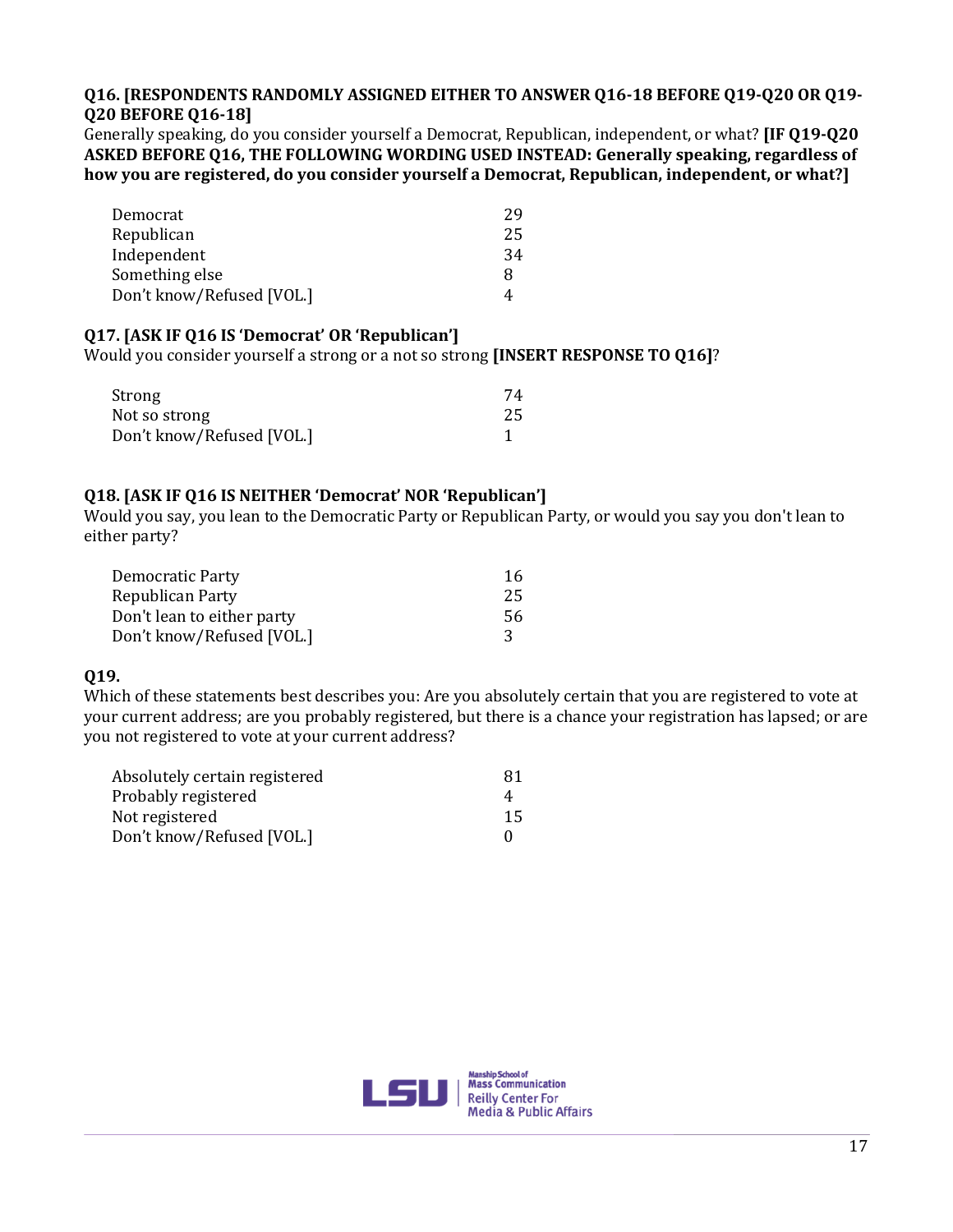**Q16. [RESPONDENTS RANDOMLY ASSIGNED EITHER TO ANSWER Q16-18 BEFORE Q19-Q20 OR Q19-Q20 BEFORE Q16-18]**
Generally speaking, do you consider yourself a Democrat, Republican, independent, or what? **[IF Q19-Q20 ASKED BEFORE Q16, THE FOLLOWING WORDING USED INSTEAD: Generally speaking, regardless of how you are registered, do you consider yourself a Democrat, Republican, independent, or what?]**

| | |
|---|---|
| Democrat | 29 |
| Republican | 25 |
| Independent | 34 |
| Something else | 8 |
| Don't know/Refused [VOL.] | 4 |

**Q17. [ASK IF Q16 IS 'Democrat' OR 'Republican']**
Would you consider yourself a strong or a not so strong **[INSERT RESPONSE TO Q16]**?

| | |
|---|---|
| Strong | 74 |
| Not so strong | 25 |
| Don't know/Refused [VOL.] | 1 |

**Q18. [ASK IF Q16 IS NEITHER 'Democrat' NOR 'Republican']**
Would you say, you lean to the Democratic Party or Republican Party, or would you say you don't lean to either party?

| | |
|---|---|
| Democratic Party | 16 |
| Republican Party | 25 |
| Don't lean to either party | 56 |
| Don't know/Refused [VOL.] | 3 |

**Q19.**
Which of these statements best describes you: Are you absolutely certain that you are registered to vote at your current address; are you probably registered, but there is a chance your registration has lapsed; or are you not registered to vote at your current address?

| | |
|---|---|
| Absolutely certain registered | 81 |
| Probably registered | 4 |
| Not registered | 15 |
| Don't know/Refused [VOL.] | 0 |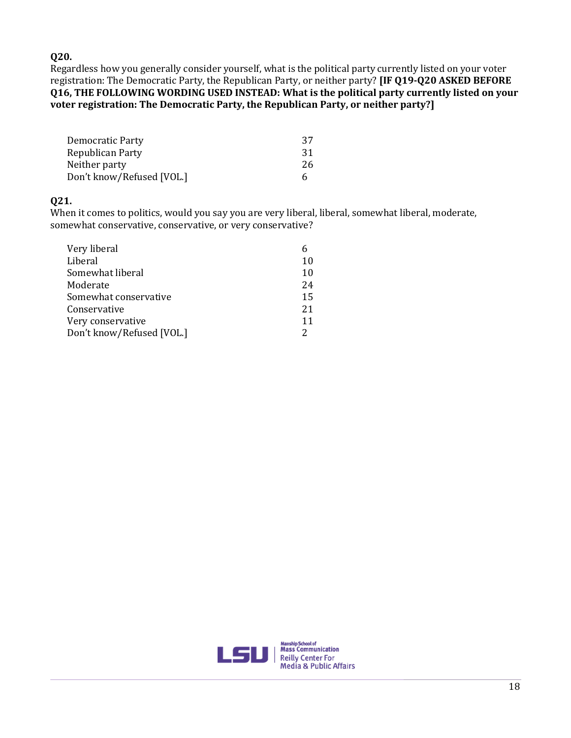**Q20.**
Regardless how you generally consider yourself, what is the political party currently listed on your voter registration: The Democratic Party, the Republican Party, or neither party? **[IF Q19-Q20 ASKED BEFORE Q16, THE FOLLOWING WORDING USED INSTEAD: What is the political party currently listed on your voter registration: The Democratic Party, the Republican Party, or neither party?]**

| | |
|---|---|
| Democratic Party | 37 |
| Republican Party | 31 |
| Neither party | 26 |
| Don't know/Refused [VOL.] | 6 |

**Q21.**
When it comes to politics, would you say you are very liberal, liberal, somewhat liberal, moderate, somewhat conservative, conservative, or very conservative?

| | |
|---|---|
| Very liberal | 6 |
| Liberal | 10 |
| Somewhat liberal | 10 |
| Moderate | 24 |
| Somewhat conservative | 15 |
| Conservative | 21 |
| Very conservative | 11 |
| Don't know/Refused [VOL.] | 2 |